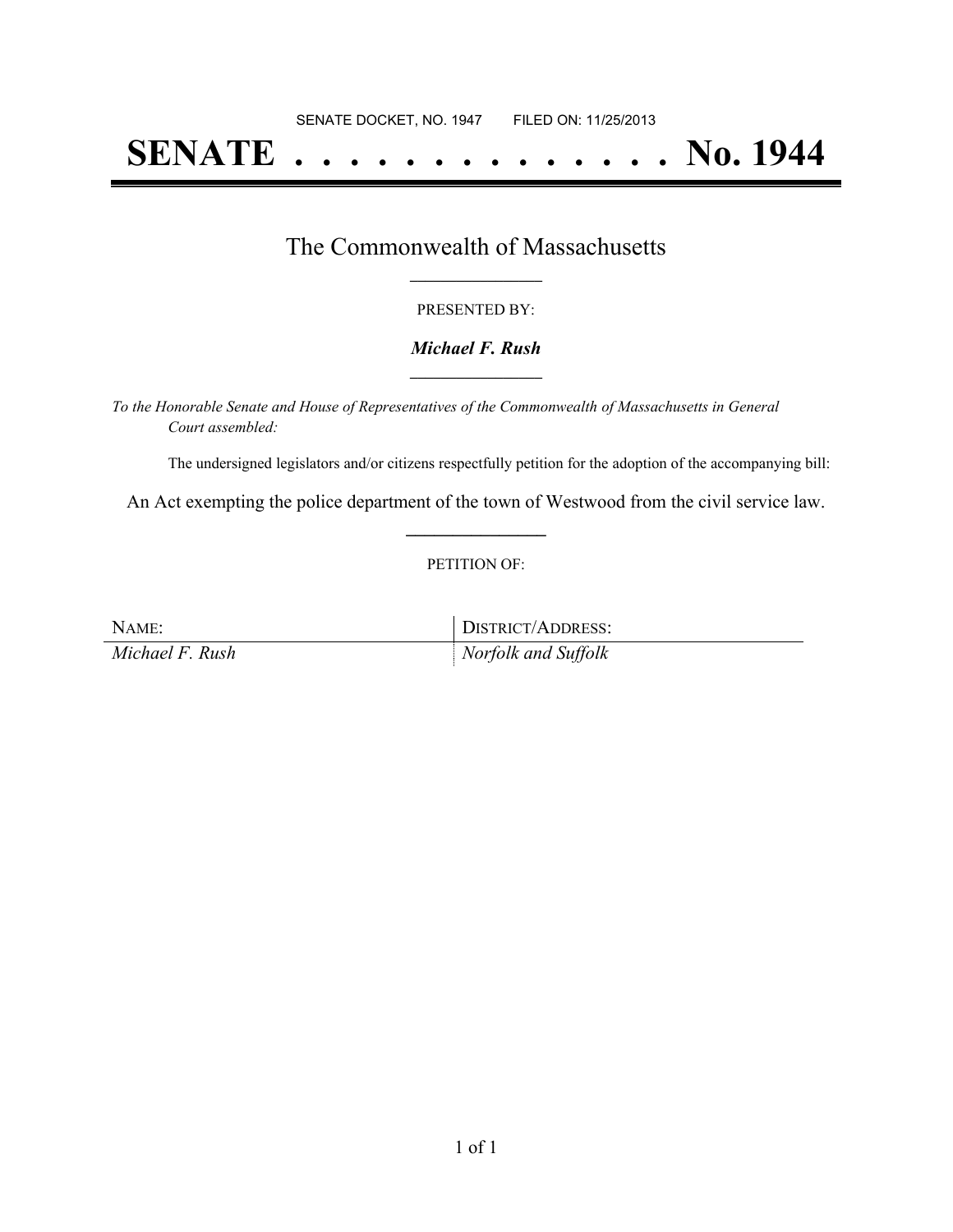SENATE DOCKET, NO. 1947        FILED ON: 11/25/2013

# SENATE . . . . . . . . . . . . . . No. 1944

## The Commonwealth of Massachusetts

PRESENTED BY:

***Michael F. Rush***

*To the Honorable Senate and House of Representatives of the Commonwealth of Massachusetts in General Court assembled:*

The undersigned legislators and/or citizens respectfully petition for the adoption of the accompanying bill:

An Act exempting the police department of the town of Westwood from the civil service law.

PETITION OF:

| NAME: | DISTRICT/ADDRESS: |
|---|---|
| *Michael F. Rush* | *Norfolk and Suffolk* |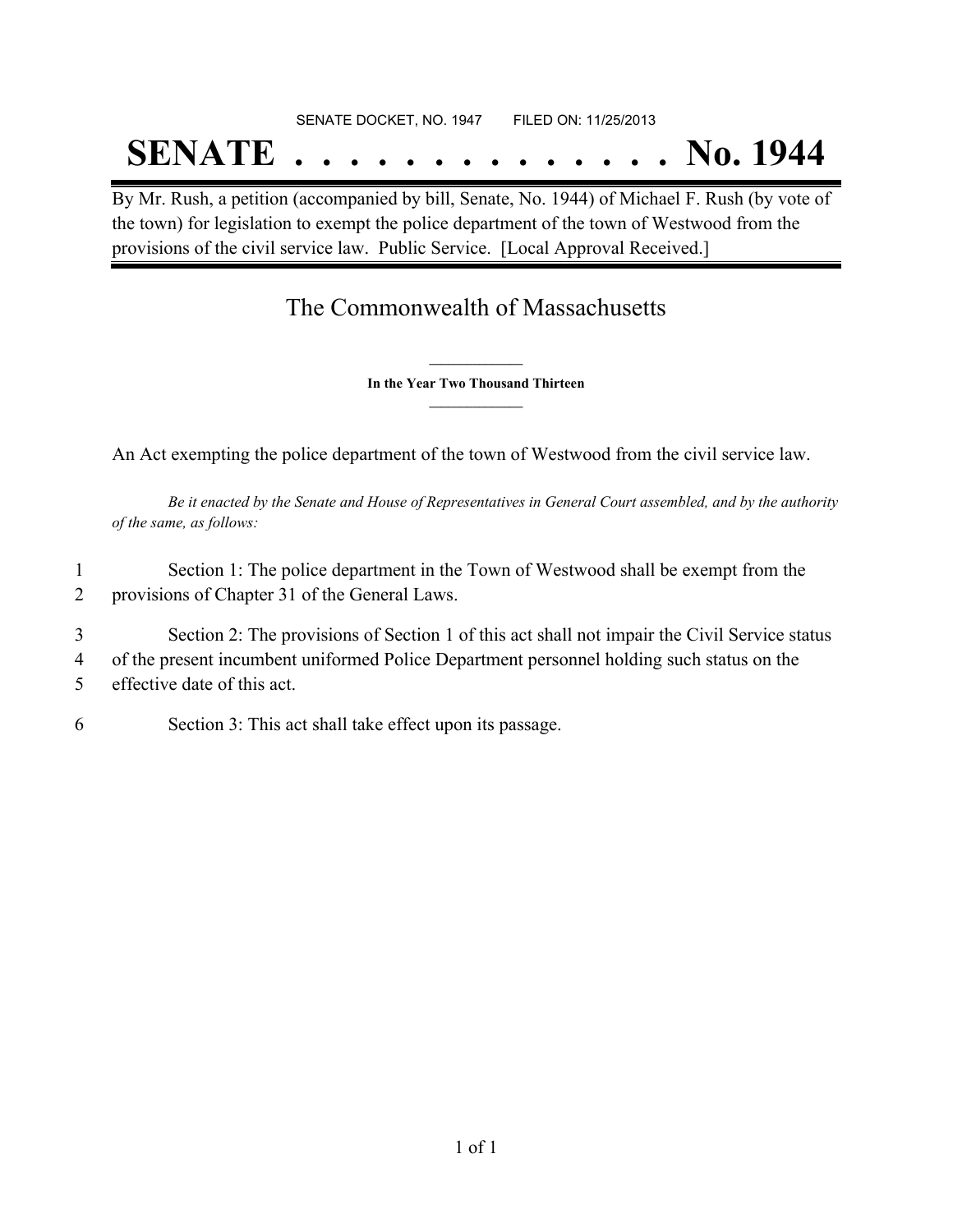SENATE DOCKET, NO. 1947        FILED ON: 11/25/2013

# SENATE . . . . . . . . . . . . . . No. 1944

By Mr. Rush, a petition (accompanied by bill, Senate, No. 1944) of Michael F. Rush (by vote of the town) for legislation to exempt the police department of the town of Westwood from the provisions of the civil service law. Public Service. [Local Approval Received.]

## The Commonwealth of Massachusetts

**In the Year Two Thousand Thirteen**

An Act exempting the police department of the town of Westwood from the civil service law.

*Be it enacted by the Senate and House of Representatives in General Court assembled, and by the authority of the same, as follows:*

1 Section 1: The police department in the Town of Westwood shall be exempt from the
2 provisions of Chapter 31 of the General Laws.

3 Section 2: The provisions of Section 1 of this act shall not impair the Civil Service status
4 of the present incumbent uniformed Police Department personnel holding such status on the
5 effective date of this act.

6 Section 3: This act shall take effect upon its passage.